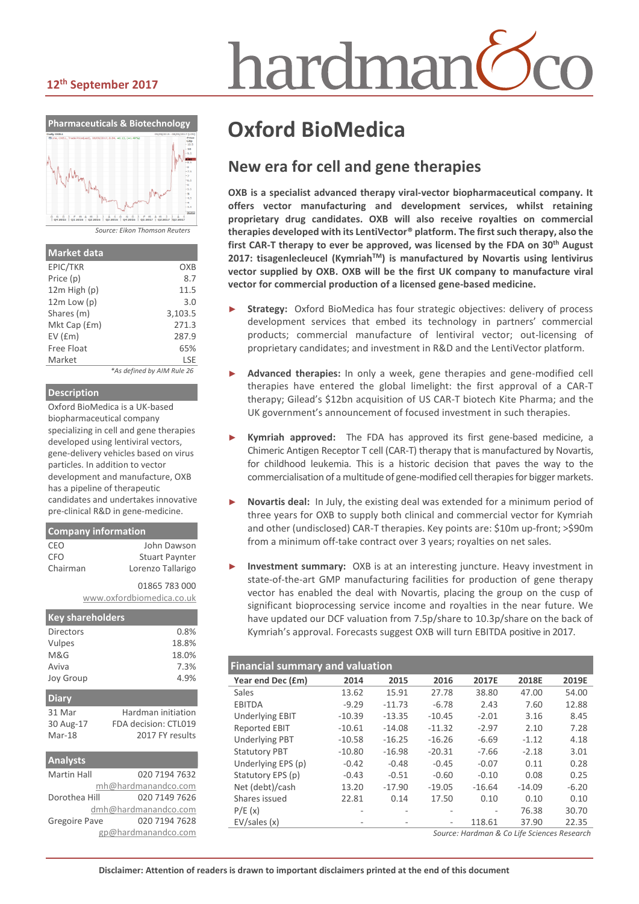12th September 2017

# Oxford BioMedica

## New era for cell and gene therapies

**OXB is a specialist advanced therapy viral-vector biopharmaceutical company. It offers vector manufacturing and development services, whilst retaining proprietary drug candidates. OXB will also receive royalties on commercial therapies developed with its LentiVector® platform. The first such therapy, also the first CAR-T therapy to ever be approved, was licensed by the FDA on 30th August 2017: tisagenlecleucel (Kymriah™) is manufactured by Novartis using lentivirus vector supplied by OXB. OXB will be the first UK company to manufacture viral vector for commercial production of a licensed gene-based medicine.**

- **Strategy:** Oxford BioMedica has four strategic objectives: delivery of process development services that embed its technology in partners' commercial products; commercial manufacture of lentiviral vector; out-licensing of proprietary candidates; and investment in R&D and the LentiVector platform.
- **Advanced therapies:** In only a week, gene therapies and gene-modified cell therapies have entered the global limelight: the first approval of a CAR-T therapy; Gilead's $12bn acquisition of US CAR-T biotech Kite Pharma; and the UK government's announcement of focused investment in such therapies.
- **Kymriah approved:** The FDA has approved its first gene-based medicine, a Chimeric Antigen Receptor T cell (CAR-T) therapy that is manufactured by Novartis, for childhood leukemia. This is a historic decision that paves the way to the commercialisation of a multitude of gene-modified cell therapies for bigger markets.
- **Novartis deal:** In July, the existing deal was extended for a minimum period of three years for OXB to supply both clinical and commercial vector for Kymriah and other (undisclosed) CAR-T therapies. Key points are: $10m up-front; >$90m from a minimum off-take contract over 3 years; royalties on net sales.
- **Investment summary:** OXB is at an interesting juncture. Heavy investment in state-of-the-art GMP manufacturing facilities for production of gene therapy vector has enabled the deal with Novartis, placing the group on the cusp of significant bioprocessing service income and royalties in the near future. We have updated our DCF valuation from 7.5p/share to 10.3p/share on the back of Kymriah's approval. Forecasts suggest OXB will turn EBITDA positive in 2017.

### Financial summary and valuation

| Year end Dec (£m) | 2014 | 2015 | 2016 | 2017E | 2018E | 2019E |
|---|---|---|---|---|---|---|
| Sales | 13.62 | 15.91 | 27.78 | 38.80 | 47.00 | 54.00 |
| EBITDA | -9.29 | -11.73 | -6.78 | 2.43 | 7.60 | 12.88 |
| Underlying EBIT | -10.39 | -13.35 | -10.45 | -2.01 | 3.16 | 8.45 |
| Reported EBIT | -10.61 | -14.08 | -11.32 | -2.97 | 2.10 | 7.28 |
| Underlying PBT | -10.58 | -16.25 | -16.26 | -6.69 | -1.12 | 4.18 |
| Statutory PBT | -10.80 | -16.98 | -20.31 | -7.66 | -2.18 | 3.01 |
| Underlying EPS (p) | -0.42 | -0.48 | -0.45 | -0.07 | 0.11 | 0.28 |
| Statutory EPS (p) | -0.43 | -0.51 | -0.60 | -0.10 | 0.08 | 0.25 |
| Net (debt)/cash | 13.20 | -17.90 | -19.05 | -16.64 | -14.09 | -6.20 |
| Shares issued | 22.81 | 0.14 | 17.50 | 0.10 | 0.10 | 0.10 |
| P/E (x) | - | - | - | - | 76.38 | 30.70 |
| EV/sales (x) | - | - | - | 118.61 | 37.90 | 22.35 |

*Source: Hardman & Co Life Sciences Research*

**Pharmaceuticals & Biotechnology**

*Source: Eikon Thomson Reuters*

| Market data | |
|---|---|
| EPIC/TKR | OXB |
| Price (p) | 8.7 |
| 12m High (p) | 11.5 |
| 12m Low (p) | 3.0 |
| Shares (m) | 3,103.5 |
| Mkt Cap (£m) | 271.3 |
| EV (£m) | 287.9 |
| Free Float | 65% |
| Market | LSE |

*\*As defined by AIM Rule 26*

**Description**

Oxford BioMedica is a UK-based biopharmaceutical company specializing in cell and gene therapies developed using lentiviral vectors, gene-delivery vehicles based on virus particles. In addition to vector development and manufacture, OXB has a pipeline of therapeutic candidates and undertakes innovative pre-clinical R&D in gene-medicine.

| Company information | |
|---|---|
| CEO | John Dawson |
| CFO | Stuart Paynter |
| Chairman | Lorenzo Tallarigo |

01865 783 000
www.oxfordbiomedica.co.uk

| Key shareholders | |
|---|---|
| Directors | 0.8% |
| Vulpes | 18.8% |
| M&G | 18.0% |
| Aviva | 7.3% |
| Joy Group | 4.9% |

| Diary | |
|---|---|
| 31 Mar | Hardman initiation |
| 30 Aug-17 | FDA decision: CTL019 |
| Mar-18 | 2017 FY results |

| Analysts | |
|---|---|
| Martin Hall | 020 7194 7632 |
| | mh@hardmanandco.com |
| Dorothea Hill | 020 7149 7626 |
| | dmh@hardmanandco.com |
| Gregoire Pave | 020 7194 7628 |
| | gp@hardmanandco.com |

**Disclaimer: Attention of readers is drawn to important disclaimers printed at the end of this document**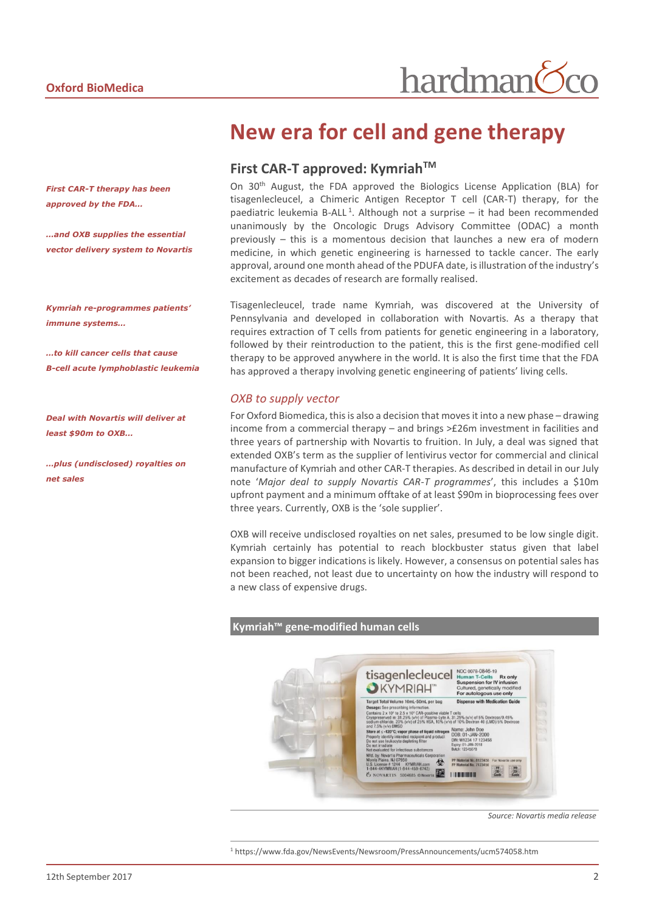# New era for cell and gene therapy

## First CAR-T approved: Kymriah™

*First CAR-T therapy has been approved by the FDA…*

*…and OXB supplies the essential vector delivery system to Novartis*

On 30th August, the FDA approved the Biologics License Application (BLA) for tisagenlecleucel, a Chimeric Antigen Receptor T cell (CAR-T) therapy, for the paediatric leukemia B-ALL[1]. Although not a surprise – it had been recommended unanimously by the Oncologic Drugs Advisory Committee (ODAC) a month previously – this is a momentous decision that launches a new era of modern medicine, in which genetic engineering is harnessed to tackle cancer. The early approval, around one month ahead of the PDUFA date, is illustration of the industry's excitement as decades of research are formally realised.

*Kymriah re-programmes patients' immune systems…*

*…to kill cancer cells that cause B-cell acute lymphoblastic leukemia*

Tisagenlecleucel, trade name Kymriah, was discovered at the University of Pennsylvania and developed in collaboration with Novartis. As a therapy that requires extraction of T cells from patients for genetic engineering in a laboratory, followed by their reintroduction to the patient, this is the first gene-modified cell therapy to be approved anywhere in the world. It is also the first time that the FDA has approved a therapy involving genetic engineering of patients' living cells.

### *OXB to supply vector*

*Deal with Novartis will deliver at least $90m to OXB…*

*…plus (undisclosed) royalties on net sales*

For Oxford Biomedica, this is also a decision that moves it into a new phase – drawing income from a commercial therapy – and brings >£26m investment in facilities and three years of partnership with Novartis to fruition. In July, a deal was signed that extended OXB's term as the supplier of lentivirus vector for commercial and clinical manufacture of Kymriah and other CAR-T therapies. As described in detail in our July note '*Major deal to supply Novartis CAR-T programmes*', this includes a $10m upfront payment and a minimum offtake of at least $90m in bioprocessing fees over three years. Currently, OXB is the 'sole supplier'.

OXB will receive undisclosed royalties on net sales, presumed to be low single digit. Kymriah certainly has potential to reach blockbuster status given that label expansion to bigger indications is likely. However, a consensus on potential sales has not been reached, not least due to uncertainty on how the industry will respond to a new class of expensive drugs.

**Kymriah™ gene-modified human cells**

*Source: Novartis media release*

[1] https://www.fda.gov/NewsEvents/Newsroom/PressAnnouncements/ucm574058.htm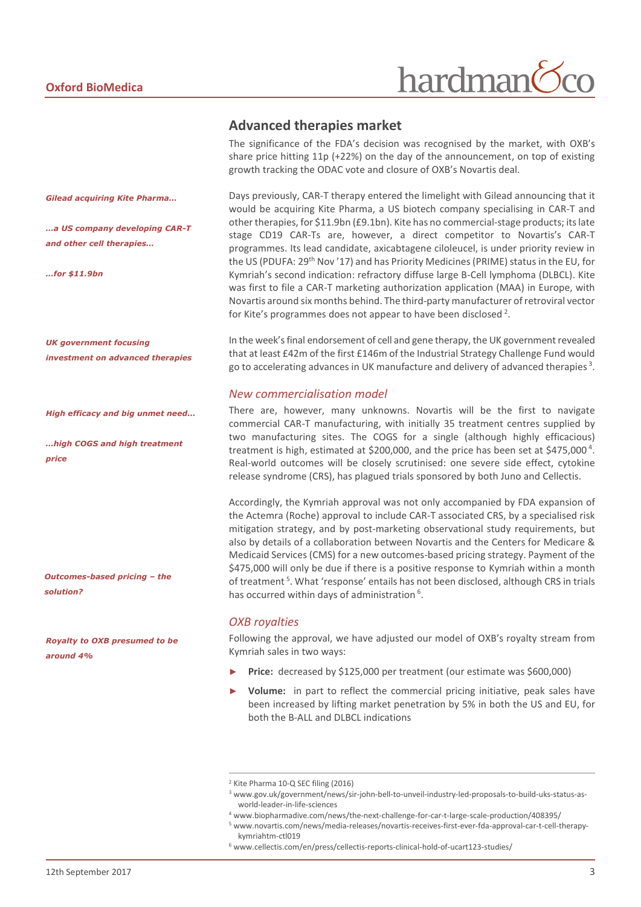## Advanced therapies market

The significance of the FDA's decision was recognised by the market, with OXB's share price hitting 11p (+22%) on the day of the announcement, on top of existing growth tracking the ODAC vote and closure of OXB's Novartis deal.

*Gilead acquiring Kite Pharma…*

*…a US company developing CAR-T and other cell therapies…*

*…for $11.9bn*

Days previously, CAR-T therapy entered the limelight with Gilead announcing that it would be acquiring Kite Pharma, a US biotech company specialising in CAR-T and other therapies, for $11.9bn (£9.1bn). Kite has no commercial-stage products; its late stage CD19 CAR-Ts are, however, a direct competitor to Novartis's CAR-T programmes. Its lead candidate, axicabtagene ciloleucel, is under priority review in the US (PDUFA: 29th Nov '17) and has Priority Medicines (PRIME) status in the EU, for Kymriah's second indication: refractory diffuse large B-Cell lymphoma (DLBCL). Kite was first to file a CAR-T marketing authorization application (MAA) in Europe, with Novartis around six months behind. The third-party manufacturer of retroviral vector for Kite's programmes does not appear to have been disclosed [2].

*UK government focusing investment on advanced therapies*

In the week's final endorsement of cell and gene therapy, the UK government revealed that at least £42m of the first £146m of the Industrial Strategy Challenge Fund would go to accelerating advances in UK manufacture and delivery of advanced therapies [3].

### *New commercialisation model*

*High efficacy and big unmet need…*

*…high COGS and high treatment price*

There are, however, many unknowns. Novartis will be the first to navigate commercial CAR-T manufacturing, with initially 35 treatment centres supplied by two manufacturing sites. The COGS for a single (although highly efficacious) treatment is high, estimated at $200,000, and the price has been set at $475,000 [4]. Real-world outcomes will be closely scrutinised: one severe side effect, cytokine release syndrome (CRS), has plagued trials sponsored by both Juno and Cellectis.

*Outcomes-based pricing – the solution?*

Accordingly, the Kymriah approval was not only accompanied by FDA expansion of the Actemra (Roche) approval to include CAR-T associated CRS, by a specialised risk mitigation strategy, and by post-marketing observational study requirements, but also by details of a collaboration between Novartis and the Centers for Medicare & Medicaid Services (CMS) for a new outcomes-based pricing strategy. Payment of the $475,000 will only be due if there is a positive response to Kymriah within a month of treatment [5]. What 'response' entails has not been disclosed, although CRS in trials has occurred within days of administration [6].

### *OXB royalties*

*Royalty to OXB presumed to be around 4%*

Following the approval, we have adjusted our model of OXB's royalty stream from Kymriah sales in two ways:

- **Price:** decreased by $125,000 per treatment (our estimate was $600,000)
- **Volume:** in part to reflect the commercial pricing initiative, peak sales have been increased by lifting market penetration by 5% in both the US and EU, for both the B-ALL and DLBCL indications

---

[2] Kite Pharma 10-Q SEC filing (2016)
[3] www.gov.uk/government/news/sir-john-bell-to-unveil-industry-led-proposals-to-build-uks-status-as-world-leader-in-life-sciences
[4] www.biopharmadive.com/news/the-next-challenge-for-car-t-large-scale-production/408395/
[5] www.novartis.com/news/media-releases/novartis-receives-first-ever-fda-approval-car-t-cell-therapy-kymriahtm-ctl019
[6] www.cellectis.com/en/press/cellectis-reports-clinical-hold-of-ucart123-studies/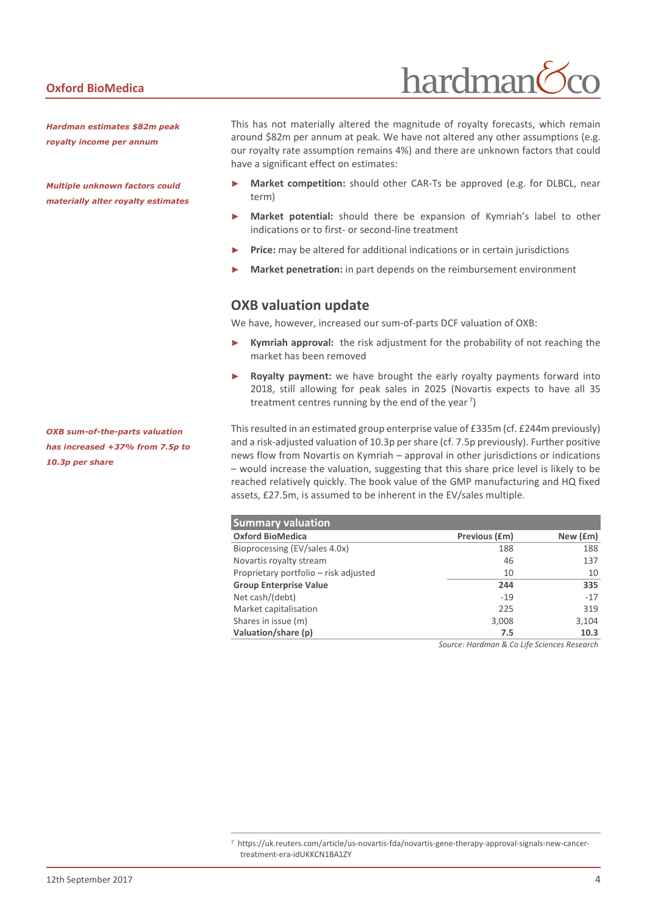*Hardman estimates $82m peak royalty income per annum*

This has not materially altered the magnitude of royalty forecasts, which remain around $82m per annum at peak. We have not altered any other assumptions (e.g. our royalty rate assumption remains 4%) and there are unknown factors that could have a significant effect on estimates:

*Multiple unknown factors could materially alter royalty estimates*

- **Market competition:** should other CAR-Ts be approved (e.g. for DLBCL, near term)
- **Market potential:** should there be expansion of Kymriah's label to other indications or to first- or second-line treatment
- **Price:** may be altered for additional indications or in certain jurisdictions
- **Market penetration:** in part depends on the reimbursement environment

## OXB valuation update

We have, however, increased our sum-of-parts DCF valuation of OXB:

- **Kymriah approval:** the risk adjustment for the probability of not reaching the market has been removed
- **Royalty payment:** we have brought the early royalty payments forward into 2018, still allowing for peak sales in 2025 (Novartis expects to have all 35 treatment centres running by the end of the year [7])

*OXB sum-of-the-parts valuation has increased +37% from 7.5p to 10.3p per share*

This resulted in an estimated group enterprise value of £335m (cf. £244m previously) and a risk-adjusted valuation of 10.3p per share (cf. 7.5p previously). Further positive news flow from Novartis on Kymriah – approval in other jurisdictions or indications – would increase the valuation, suggesting that this share price level is likely to be reached relatively quickly. The book value of the GMP manufacturing and HQ fixed assets, £27.5m, is assumed to be inherent in the EV/sales multiple.

**Summary valuation**

| Oxford BioMedica | Previous (£m) | New (£m) |
|---|---|---|
| Bioprocessing (EV/sales 4.0x) | 188 | 188 |
| Novartis royalty stream | 46 | 137 |
| Proprietary portfolio – risk adjusted | 10 | 10 |
| **Group Enterprise Value** | **244** | **335** |
| Net cash/(debt) | -19 | -17 |
| Market capitalisation | 225 | 319 |
| Shares in issue (m) | 3,008 | 3,104 |
| **Valuation/share (p)** | **7.5** | **10.3** |

*Source: Hardman & Co Life Sciences Research*

[7] https://uk.reuters.com/article/us-novartis-fda/novartis-gene-therapy-approval-signals-new-cancer-treatment-era-idUKKCN1BA1ZY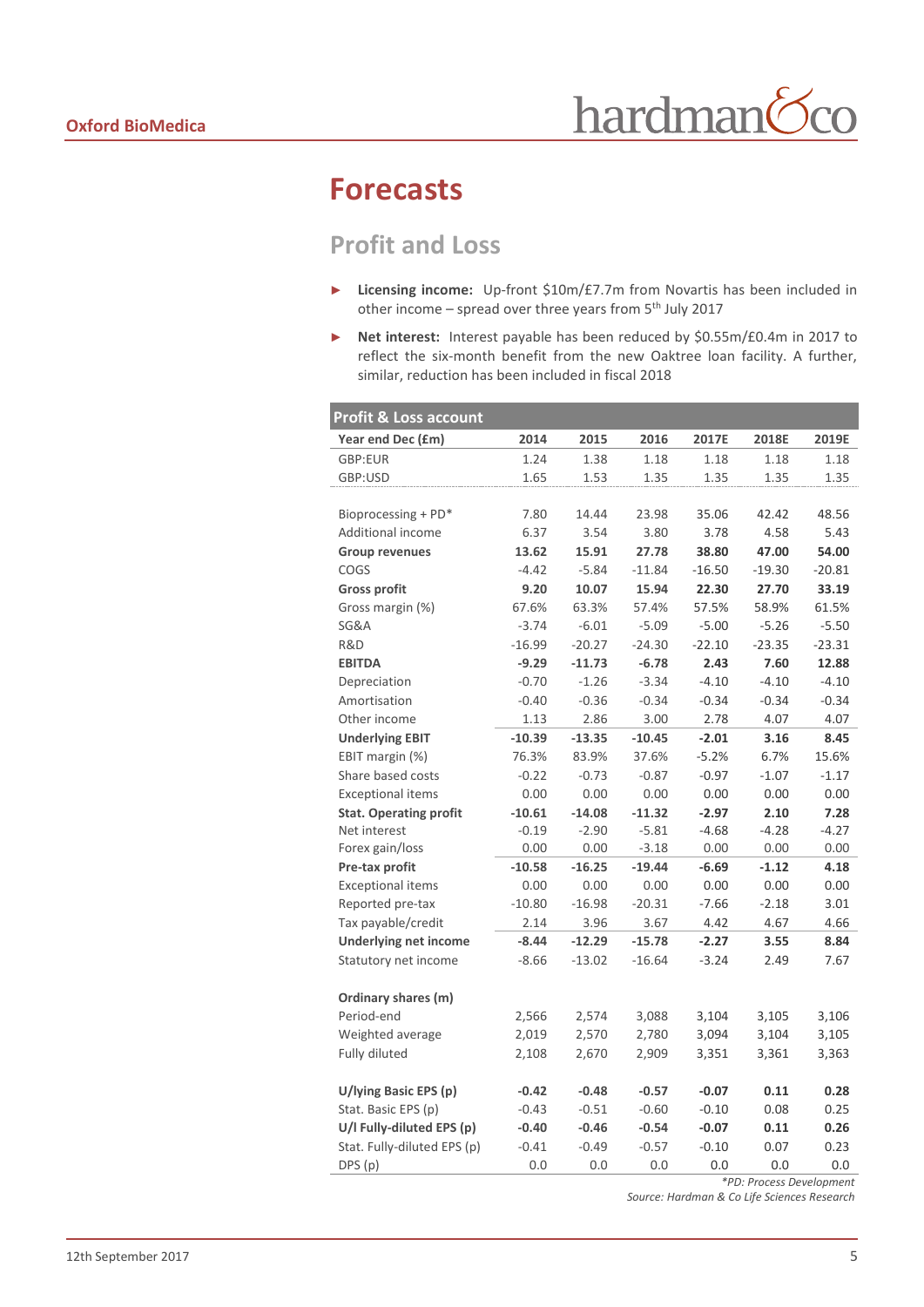# Forecasts

## Profit and Loss

- **Licensing income:** Up-front \$10m/£7.7m from Novartis has been included in other income – spread over three years from 5th July 2017
- **Net interest:** Interest payable has been reduced by \$0.55m/£0.4m in 2017 to reflect the six-month benefit from the new Oaktree loan facility. A further, similar, reduction has been included in fiscal 2018

| Profit & Loss account | | | | | | |
|---|---|---|---|---|---|---|
| **Year end Dec (£m)** | **2014** | **2015** | **2016** | **2017E** | **2018E** | **2019E** |
| GBP:EUR | 1.24 | 1.38 | 1.18 | 1.18 | 1.18 | 1.18 |
| GBP:USD | 1.65 | 1.53 | 1.35 | 1.35 | 1.35 | 1.35 |
| | | | | | | |
| Bioprocessing + PD* | 7.80 | 14.44 | 23.98 | 35.06 | 42.42 | 48.56 |
| Additional income | 6.37 | 3.54 | 3.80 | 3.78 | 4.58 | 5.43 |
| **Group revenues** | **13.62** | **15.91** | **27.78** | **38.80** | **47.00** | **54.00** |
| COGS | -4.42 | -5.84 | -11.84 | -16.50 | -19.30 | -20.81 |
| **Gross profit** | **9.20** | **10.07** | **15.94** | **22.30** | **27.70** | **33.19** |
| Gross margin (%) | 67.6% | 63.3% | 57.4% | 57.5% | 58.9% | 61.5% |
| SG&A | -3.74 | -6.01 | -5.09 | -5.00 | -5.26 | -5.50 |
| R&D | -16.99 | -20.27 | -24.30 | -22.10 | -23.35 | -23.31 |
| **EBITDA** | **-9.29** | **-11.73** | **-6.78** | **2.43** | **7.60** | **12.88** |
| Depreciation | -0.70 | -1.26 | -3.34 | -4.10 | -4.10 | -4.10 |
| Amortisation | -0.40 | -0.36 | -0.34 | -0.34 | -0.34 | -0.34 |
| Other income | 1.13 | 2.86 | 3.00 | 2.78 | 4.07 | 4.07 |
| **Underlying EBIT** | **-10.39** | **-13.35** | **-10.45** | **-2.01** | **3.16** | **8.45** |
| EBIT margin (%) | 76.3% | 83.9% | 37.6% | -5.2% | 6.7% | 15.6% |
| Share based costs | -0.22 | -0.73 | -0.87 | -0.97 | -1.07 | -1.17 |
| Exceptional items | 0.00 | 0.00 | 0.00 | 0.00 | 0.00 | 0.00 |
| **Stat. Operating profit** | **-10.61** | **-14.08** | **-11.32** | **-2.97** | **2.10** | **7.28** |
| Net interest | -0.19 | -2.90 | -5.81 | -4.68 | -4.28 | -4.27 |
| Forex gain/loss | 0.00 | 0.00 | -3.18 | 0.00 | 0.00 | 0.00 |
| **Pre-tax profit** | **-10.58** | **-16.25** | **-19.44** | **-6.69** | **-1.12** | **4.18** |
| Exceptional items | 0.00 | 0.00 | 0.00 | 0.00 | 0.00 | 0.00 |
| Reported pre-tax | -10.80 | -16.98 | -20.31 | -7.66 | -2.18 | 3.01 |
| Tax payable/credit | 2.14 | 3.96 | 3.67 | 4.42 | 4.67 | 4.66 |
| **Underlying net income** | **-8.44** | **-12.29** | **-15.78** | **-2.27** | **3.55** | **8.84** |
| Statutory net income | -8.66 | -13.02 | -16.64 | -3.24 | 2.49 | 7.67 |
| | | | | | | |
| **Ordinary shares (m)** | | | | | | |
| Period-end | 2,566 | 2,574 | 3,088 | 3,104 | 3,105 | 3,106 |
| Weighted average | 2,019 | 2,570 | 2,780 | 3,094 | 3,104 | 3,105 |
| Fully diluted | 2,108 | 2,670 | 2,909 | 3,351 | 3,361 | 3,363 |
| | | | | | | |
| **U/lying Basic EPS (p)** | **-0.42** | **-0.48** | **-0.57** | **-0.07** | **0.11** | **0.28** |
| Stat. Basic EPS (p) | -0.43 | -0.51 | -0.60 | -0.10 | 0.08 | 0.25 |
| **U/l Fully-diluted EPS (p)** | **-0.40** | **-0.46** | **-0.54** | **-0.07** | **0.11** | **0.26** |
| Stat. Fully-diluted EPS (p) | -0.41 | -0.49 | -0.57 | -0.10 | 0.07 | 0.23 |
| DPS (p) | 0.0 | 0.0 | 0.0 | 0.0 | 0.0 | 0.0 |

*\*PD: Process Development*

*Source: Hardman & Co Life Sciences Research*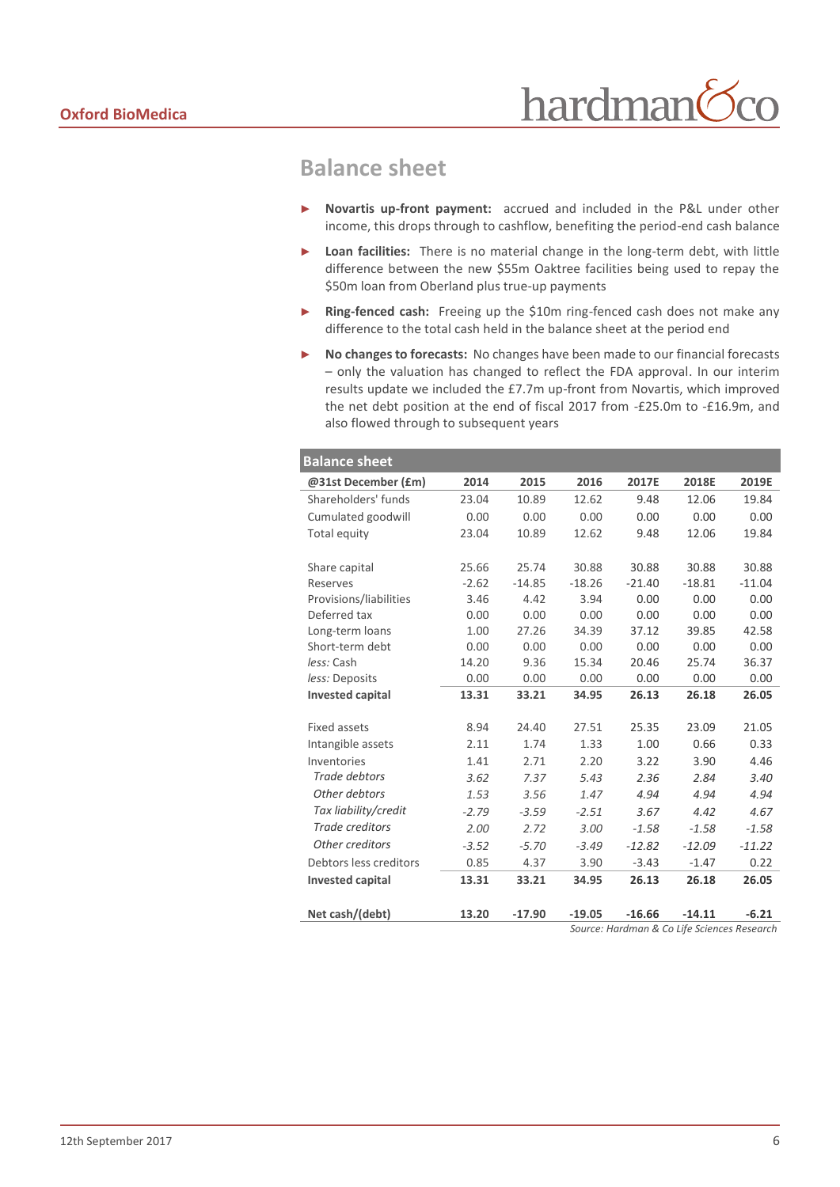## Balance sheet

- **Novartis up-front payment:** accrued and included in the P&L under other income, this drops through to cashflow, benefiting the period-end cash balance
- **Loan facilities:** There is no material change in the long-term debt, with little difference between the new $55m Oaktree facilities being used to repay the $50m loan from Oberland plus true-up payments
- **Ring-fenced cash:** Freeing up the $10m ring-fenced cash does not make any difference to the total cash held in the balance sheet at the period end
- **No changes to forecasts:** No changes have been made to our financial forecasts – only the valuation has changed to reflect the FDA approval. In our interim results update we included the £7.7m up-front from Novartis, which improved the net debt position at the end of fiscal 2017 from -£25.0m to -£16.9m, and also flowed through to subsequent years

| **Balance sheet** | | | | | | |
|---|---|---|---|---|---|---|
| **@31st December (£m)** | **2014** | **2015** | **2016** | **2017E** | **2018E** | **2019E** |
| Shareholders' funds | 23.04 | 10.89 | 12.62 | 9.48 | 12.06 | 19.84 |
| Cumulated goodwill | 0.00 | 0.00 | 0.00 | 0.00 | 0.00 | 0.00 |
| Total equity | 23.04 | 10.89 | 12.62 | 9.48 | 12.06 | 19.84 |
| | | | | | | |
| Share capital | 25.66 | 25.74 | 30.88 | 30.88 | 30.88 | 30.88 |
| Reserves | -2.62 | -14.85 | -18.26 | -21.40 | -18.81 | -11.04 |
| Provisions/liabilities | 3.46 | 4.42 | 3.94 | 0.00 | 0.00 | 0.00 |
| Deferred tax | 0.00 | 0.00 | 0.00 | 0.00 | 0.00 | 0.00 |
| Long-term loans | 1.00 | 27.26 | 34.39 | 37.12 | 39.85 | 42.58 |
| Short-term debt | 0.00 | 0.00 | 0.00 | 0.00 | 0.00 | 0.00 |
| *less:* Cash | 14.20 | 9.36 | 15.34 | 20.46 | 25.74 | 36.37 |
| *less:* Deposits | 0.00 | 0.00 | 0.00 | 0.00 | 0.00 | 0.00 |
| **Invested capital** | **13.31** | **33.21** | **34.95** | **26.13** | **26.18** | **26.05** |
| | | | | | | |
| Fixed assets | 8.94 | 24.40 | 27.51 | 25.35 | 23.09 | 21.05 |
| Intangible assets | 2.11 | 1.74 | 1.33 | 1.00 | 0.66 | 0.33 |
| Inventories | 1.41 | 2.71 | 2.20 | 3.22 | 3.90 | 4.46 |
| *Trade debtors* | *3.62* | *7.37* | *5.43* | *2.36* | *2.84* | *3.40* |
| *Other debtors* | *1.53* | *3.56* | *1.47* | *4.94* | *4.94* | *4.94* |
| *Tax liability/credit* | *-2.79* | *-3.59* | *-2.51* | *3.67* | *4.42* | *4.67* |
| *Trade creditors* | *2.00* | *2.72* | *3.00* | *-1.58* | *-1.58* | *-1.58* |
| *Other creditors* | *-3.52* | *-5.70* | *-3.49* | *-12.82* | *-12.09* | *-11.22* |
| Debtors less creditors | 0.85 | 4.37 | 3.90 | -3.43 | -1.47 | 0.22 |
| **Invested capital** | **13.31** | **33.21** | **34.95** | **26.13** | **26.18** | **26.05** |
| | | | | | | |
| **Net cash/(debt)** | **13.20** | **-17.90** | **-19.05** | **-16.66** | **-14.11** | **-6.21** |

*Source: Hardman & Co Life Sciences Research*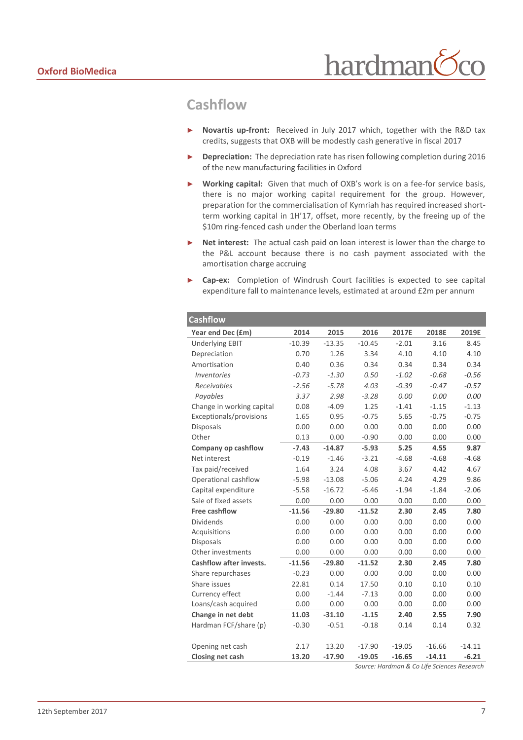## Cashflow

- **Novartis up-front:** Received in July 2017 which, together with the R&D tax credits, suggests that OXB will be modestly cash generative in fiscal 2017
- **Depreciation:** The depreciation rate has risen following completion during 2016 of the new manufacturing facilities in Oxford
- **Working capital:** Given that much of OXB's work is on a fee-for service basis, there is no major working capital requirement for the group. However, preparation for the commercialisation of Kymriah has required increased short-term working capital in 1H'17, offset, more recently, by the freeing up of the $10m ring-fenced cash under the Oberland loan terms
- **Net interest:** The actual cash paid on loan interest is lower than the charge to the P&L account because there is no cash payment associated with the amortisation charge accruing
- **Cap-ex:** Completion of Windrush Court facilities is expected to see capital expenditure fall to maintenance levels, estimated at around £2m per annum

| Cashflow | | | | | | |
|---|---|---|---|---|---|---|
| **Year end Dec (£m)** | **2014** | **2015** | **2016** | **2017E** | **2018E** | **2019E** |
| Underlying EBIT | -10.39 | -13.35 | -10.45 | -2.01 | 3.16 | 8.45 |
| Depreciation | 0.70 | 1.26 | 3.34 | 4.10 | 4.10 | 4.10 |
| Amortisation | 0.40 | 0.36 | 0.34 | 0.34 | 0.34 | 0.34 |
| *Inventories* | *-0.73* | *-1.30* | *0.50* | *-1.02* | *-0.68* | *-0.56* |
| *Receivables* | *-2.56* | *-5.78* | *4.03* | *-0.39* | *-0.47* | *-0.57* |
| *Payables* | *3.37* | *2.98* | *-3.28* | *0.00* | *0.00* | *0.00* |
| Change in working capital | 0.08 | -4.09 | 1.25 | -1.41 | -1.15 | -1.13 |
| Exceptionals/provisions | 1.65 | 0.95 | -0.75 | 5.65 | -0.75 | -0.75 |
| Disposals | 0.00 | 0.00 | 0.00 | 0.00 | 0.00 | 0.00 |
| Other | 0.13 | 0.00 | -0.90 | 0.00 | 0.00 | 0.00 |
| **Company op cashflow** | **-7.43** | **-14.87** | **-5.93** | **5.25** | **4.55** | **9.87** |
| Net interest | -0.19 | -1.46 | -3.21 | -4.68 | -4.68 | -4.68 |
| Tax paid/received | 1.64 | 3.24 | 4.08 | 3.67 | 4.42 | 4.67 |
| Operational cashflow | -5.98 | -13.08 | -5.06 | 4.24 | 4.29 | 9.86 |
| Capital expenditure | -5.58 | -16.72 | -6.46 | -1.94 | -1.84 | -2.06 |
| Sale of fixed assets | 0.00 | 0.00 | 0.00 | 0.00 | 0.00 | 0.00 |
| **Free cashflow** | **-11.56** | **-29.80** | **-11.52** | **2.30** | **2.45** | **7.80** |
| Dividends | 0.00 | 0.00 | 0.00 | 0.00 | 0.00 | 0.00 |
| Acquisitions | 0.00 | 0.00 | 0.00 | 0.00 | 0.00 | 0.00 |
| Disposals | 0.00 | 0.00 | 0.00 | 0.00 | 0.00 | 0.00 |
| Other investments | 0.00 | 0.00 | 0.00 | 0.00 | 0.00 | 0.00 |
| **Cashflow after invests.** | **-11.56** | **-29.80** | **-11.52** | **2.30** | **2.45** | **7.80** |
| Share repurchases | -0.23 | 0.00 | 0.00 | 0.00 | 0.00 | 0.00 |
| Share issues | 22.81 | 0.14 | 17.50 | 0.10 | 0.10 | 0.10 |
| Currency effect | 0.00 | -1.44 | -7.13 | 0.00 | 0.00 | 0.00 |
| Loans/cash acquired | 0.00 | 0.00 | 0.00 | 0.00 | 0.00 | 0.00 |
| **Change in net debt** | **11.03** | **-31.10** | **-1.15** | **2.40** | **2.55** | **7.90** |
| Hardman FCF/share (p) | -0.30 | -0.51 | -0.18 | 0.14 | 0.14 | 0.32 |
| | | | | | | |
| Opening net cash | 2.17 | 13.20 | -17.90 | -19.05 | -16.66 | -14.11 |
| **Closing net cash** | **13.20** | **-17.90** | **-19.05** | **-16.65** | **-14.11** | **-6.21** |

*Source: Hardman & Co Life Sciences Research*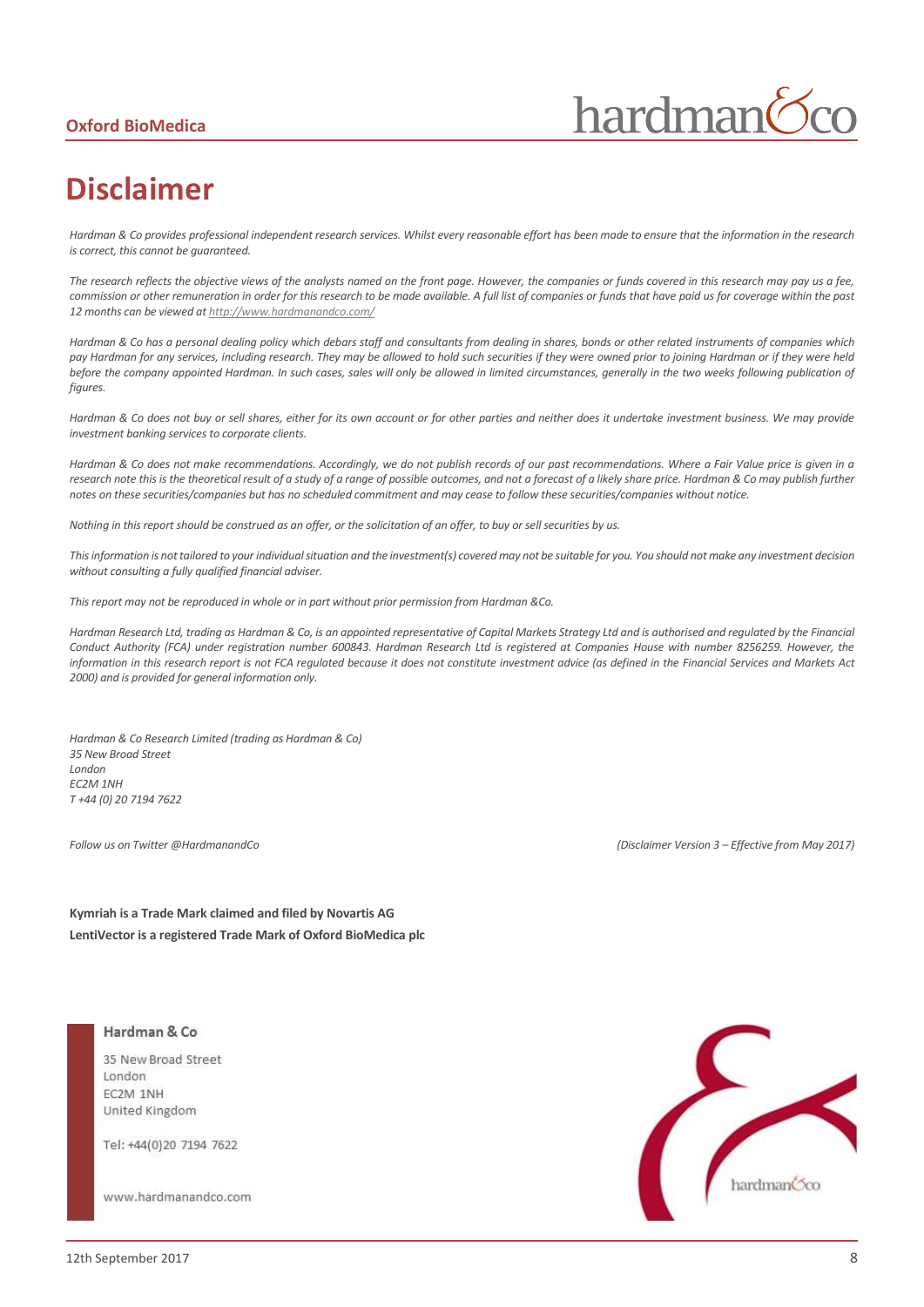# Disclaimer

*Hardman & Co provides professional independent research services. Whilst every reasonable effort has been made to ensure that the information in the research is correct, this cannot be guaranteed.*

*The research reflects the objective views of the analysts named on the front page. However, the companies or funds covered in this research may pay us a fee, commission or other remuneration in order for this research to be made available. A full list of companies or funds that have paid us for coverage within the past 12 months can be viewed at http://www.hardmanandco.com/*

*Hardman & Co has a personal dealing policy which debars staff and consultants from dealing in shares, bonds or other related instruments of companies which pay Hardman for any services, including research. They may be allowed to hold such securities if they were owned prior to joining Hardman or if they were held before the company appointed Hardman. In such cases, sales will only be allowed in limited circumstances, generally in the two weeks following publication of figures.*

*Hardman & Co does not buy or sell shares, either for its own account or for other parties and neither does it undertake investment business. We may provide investment banking services to corporate clients.*

*Hardman & Co does not make recommendations. Accordingly, we do not publish records of our past recommendations. Where a Fair Value price is given in a research note this is the theoretical result of a study of a range of possible outcomes, and not a forecast of a likely share price. Hardman & Co may publish further notes on these securities/companies but has no scheduled commitment and may cease to follow these securities/companies without notice.*

*Nothing in this report should be construed as an offer, or the solicitation of an offer, to buy or sell securities by us.*

*This information is not tailored to your individual situation and the investment(s) covered may not be suitable for you. You should not make any investment decision without consulting a fully qualified financial adviser.*

*This report may not be reproduced in whole or in part without prior permission from Hardman &Co.*

*Hardman Research Ltd, trading as Hardman & Co, is an appointed representative of Capital Markets Strategy Ltd and is authorised and regulated by the Financial Conduct Authority (FCA) under registration number 600843. Hardman Research Ltd is registered at Companies House with number 8256259. However, the information in this research report is not FCA regulated because it does not constitute investment advice (as defined in the Financial Services and Markets Act 2000) and is provided for general information only.*

*Hardman & Co Research Limited (trading as Hardman & Co)*
*35 New Broad Street*
*London*
*EC2M 1NH*
*T +44 (0) 20 7194 7622*

*Follow us on Twitter @HardmanandCo*

*(Disclaimer Version 3 – Effective from May 2017)*

**Kymriah is a Trade Mark claimed and filed by Novartis AG**
**LentiVector is a registered Trade Mark of Oxford BioMedica plc**

**Hardman & Co**

35 New Broad Street
London
EC2M 1NH
United Kingdom

Tel: +44(0)20 7194 7622

www.hardmanandco.com